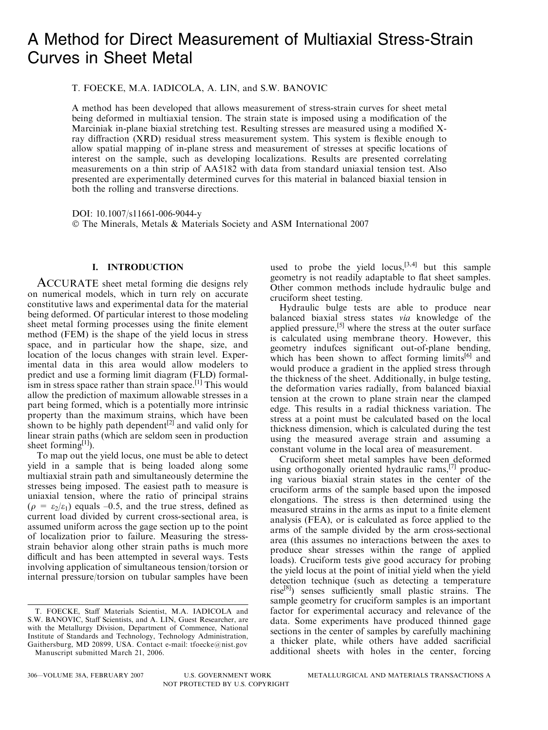# A Method for Direct Measurement of Multiaxial Stress-Strain Curves in Sheet Metal

T. FOECKE, M.A. IADICOLA, A. LIN, and S.W. BANOVIC

A method has been developed that allows measurement of stress-strain curves for sheet metal being deformed in multiaxial tension. The strain state is imposed using a modification of the Marciniak in-plane biaxial stretching test. Resulting stresses are measured using a modified X-ray diffraction (XRD) residual stress measurement system. This system is flexible enough to allow spatial mapping of in-plane stress and measurement of stresses at specific locations of interest on the sample, such as developing localizations. Results are presented correlating measurements on a thin strip of AA5182 with data from standard uniaxial tension test. Also presented are experimentally determined curves for this material in balanced biaxial tension in both the rolling and transverse directions.

DOI: 10.1007/s11661-006-9044-y

© The Minerals, Metals & Materials Society and ASM International 2007

## I. INTRODUCTION

ACCURATE sheet metal forming die designs rely on numerical models, which in turn rely on accurate constitutive laws and experimental data for the material being deformed. Of particular interest to those modeling sheet metal forming processes using the finite element method (FEM) is the shape of the yield locus in stress space, and in particular how the shape, size, and location of the locus changes with strain level. Experimental data in this area would allow modelers to predict and use a forming limit diagram (FLD) formalism in stress space rather than strain space.[1] This would allow the prediction of maximum allowable stresses in a part being formed, which is a potentially more intrinsic property than the maximum strains, which have been shown to be highly path dependent[2] and valid only for linear strain paths (which are seldom seen in production sheet forming[1]).

To map out the yield locus, one must be able to detect yield in a sample that is being loaded along some multiaxial strain path and simultaneously determine the stresses being imposed. The easiest path to measure is uniaxial tension, where the ratio of principal strains ($\rho = \varepsilon_2/\varepsilon_1$) equals –0.5, and the true stress, defined as current load divided by current cross-sectional area, is assumed uniform across the gage section up to the point of localization prior to failure. Measuring the stress-strain behavior along other strain paths is much more difficult and has been attempted in several ways. Tests involving application of simultaneous tension/torsion or internal pressure/torsion on tubular samples have been used to probe the yield locus,[3,4] but this sample geometry is not readily adaptable to flat sheet samples. Other common methods include hydraulic bulge and cruciform sheet testing.

Hydraulic bulge tests are able to produce near balanced biaxial stress states *via* knowledge of the applied pressure,[5] where the stress at the outer surface is calculated using membrane theory. However, this geometry indufces significant out-of-plane bending, which has been shown to affect forming limits[6] and would produce a gradient in the applied stress through the thickness of the sheet. Additionally, in bulge testing, the deformation varies radially, from balanced biaxial tension at the crown to plane strain near the clamped edge. This results in a radial thickness variation. The stress at a point must be calculated based on the local thickness dimension, which is calculated during the test using the measured average strain and assuming a constant volume in the local area of measurement.

Cruciform sheet metal samples have been deformed using orthogonally oriented hydraulic rams,[7] producing various biaxial strain states in the center of the cruciform arms of the sample based upon the imposed elongations. The stress is then determined using the measured strains in the arms as input to a finite element analysis (FEA), or is calculated as force applied to the arms of the sample divided by the arm cross-sectional area (this assumes no interactions between the axes to produce shear stresses within the range of applied loads). Cruciform tests give good accuracy for probing the yield locus at the point of initial yield when the yield detection technique (such as detecting a temperature rise[8]) senses sufficiently small plastic strains. The sample geometry for cruciform samples is an important factor for experimental accuracy and relevance of the data. Some experiments have produced thinned gage sections in the center of samples by carefully machining a thicker plate, while others have added sacrificial additional sheets with holes in the center, forcing

---

T. FOECKE, Staff Materials Scientist, M.A. IADICOLA and S.W. BANOVIC, Staff Scientists, and A. LIN, Guest Researcher, are with the Metallurgy Division, Department of Commence, National Institute of Standards and Technology, Technology Administration, Gaithersburg, MD 20899, USA. Contact e-mail: tfoecke@nist.gov

Manuscript submitted March 21, 2006.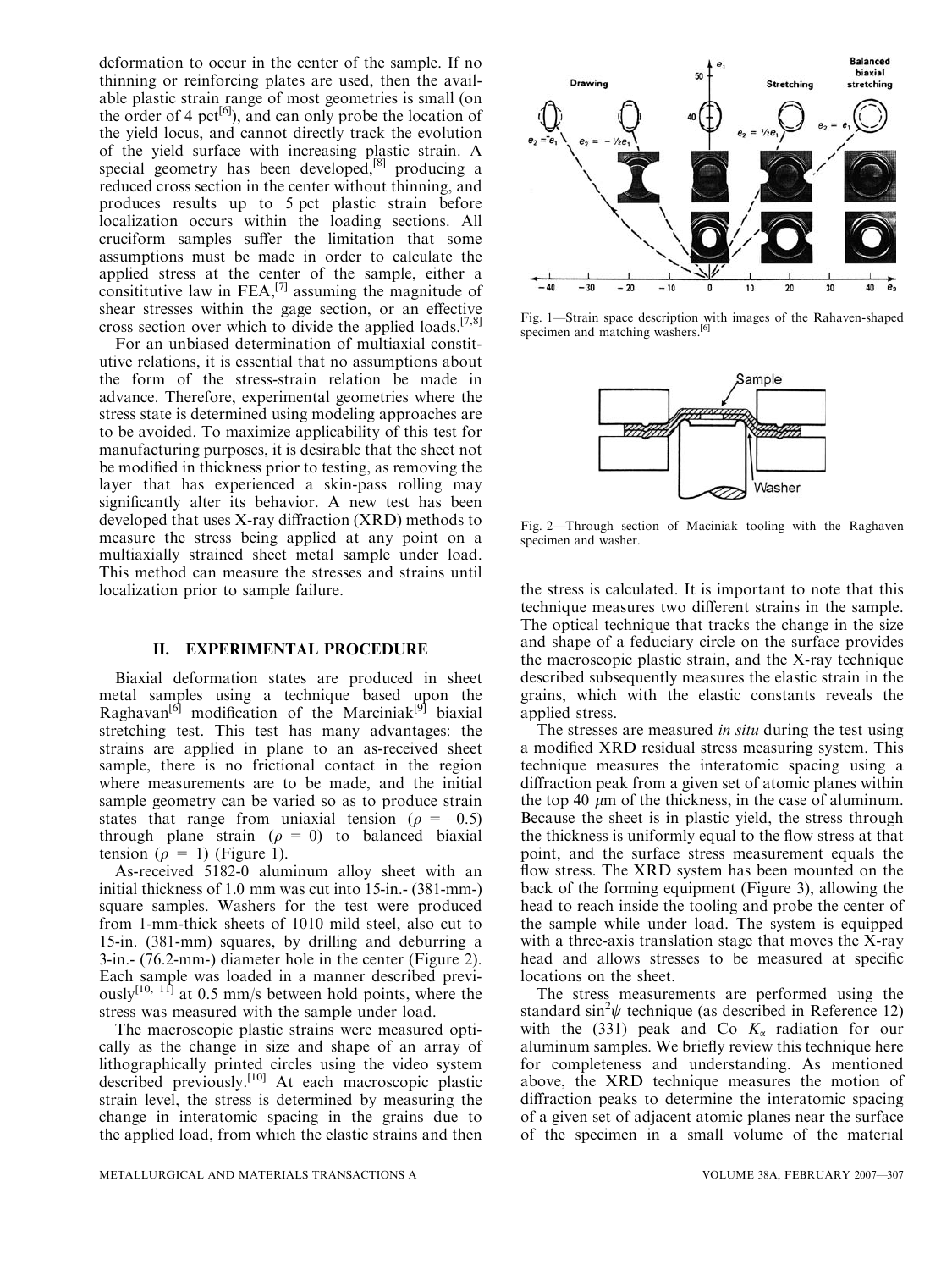deformation to occur in the center of the sample. If no thinning or reinforcing plates are used, then the available plastic strain range of most geometries is small (on the order of 4 pct[6]), and can only probe the location of the yield locus, and cannot directly track the evolution of the yield surface with increasing plastic strain. A special geometry has been developed,[8] producing a reduced cross section in the center without thinning, and produces results up to 5 pct plastic strain before localization occurs within the loading sections. All cruciform samples suffer the limitation that some assumptions must be made in order to calculate the applied stress at the center of the sample, either a consititutive law in FEA,[7] assuming the magnitude of shear stresses within the gage section, or an effective cross section over which to divide the applied loads.[7,8]

For an unbiased determination of multiaxial constitutive relations, it is essential that no assumptions about the form of the stress-strain relation be made in advance. Therefore, experimental geometries where the stress state is determined using modeling approaches are to be avoided. To maximize applicability of this test for manufacturing purposes, it is desirable that the sheet not be modified in thickness prior to testing, as removing the layer that has experienced a skin-pass rolling may significantly alter its behavior. A new test has been developed that uses X-ray diffraction (XRD) methods to measure the stress being applied at any point on a multiaxially strained sheet metal sample under load. This method can measure the stresses and strains until localization prior to sample failure.

## II. EXPERIMENTAL PROCEDURE

Biaxial deformation states are produced in sheet metal samples using a technique based upon the Raghavan[6] modification of the Marciniak[9] biaxial stretching test. This test has many advantages: the strains are applied in plane to an as-received sheet sample, there is no frictional contact in the region where measurements are to be made, and the initial sample geometry can be varied so as to produce strain states that range from uniaxial tension ($\rho$ = –0.5) through plane strain ($\rho$ = 0) to balanced biaxial tension ($\rho$ = 1) (Figure 1).

Fig. 1—Strain space description with images of the Rahaven-shaped specimen and matching washers.[6]

Fig. 2—Through section of Maciniak tooling with the Raghaven specimen and washer.

As-received 5182-0 aluminum alloy sheet with an initial thickness of 1.0 mm was cut into 15-in.- (381-mm-) square samples. Washers for the test were produced from 1-mm-thick sheets of 1010 mild steel, also cut to 15-in. (381-mm) squares, by drilling and deburring a 3-in.- (76.2-mm-) diameter hole in the center (Figure 2). Each sample was loaded in a manner described previously[10, 11] at 0.5 mm/s between hold points, where the stress was measured with the sample under load.

The macroscopic plastic strains were measured optically as the change in size and shape of an array of lithographically printed circles using the video system described previously.[10] At each macroscopic plastic strain level, the stress is determined by measuring the change in interatomic spacing in the grains due to the applied load, from which the elastic strains and then the stress is calculated. It is important to note that this technique measures two different strains in the sample. The optical technique that tracks the change in the size and shape of a feduciary circle on the surface provides the macroscopic plastic strain, and the X-ray technique described subsequently measures the elastic strain in the grains, which with the elastic constants reveals the applied stress.

The stresses are measured *in situ* during the test using a modified XRD residual stress measuring system. This technique measures the interatomic spacing using a diffraction peak from a given set of atomic planes within the top 40 $\mu$m of the thickness, in the case of aluminum. Because the sheet is in plastic yield, the stress through the thickness is uniformly equal to the flow stress at that point, and the surface stress measurement equals the flow stress. The XRD system has been mounted on the back of the forming equipment (Figure 3), allowing the head to reach inside the tooling and probe the center of the sample while under load. The system is equipped with a three-axis translation stage that moves the X-ray head and allows stresses to be measured at specific locations on the sheet.

The stress measurements are performed using the standard $\sin^2\psi$ technique (as described in Reference 12) with the (331) peak and Co $K_\alpha$ radiation for our aluminum samples. We briefly review this technique here for completeness and understanding. As mentioned above, the XRD technique measures the motion of diffraction peaks to determine the interatomic spacing of a given set of adjacent atomic planes near the surface of the specimen in a small volume of the material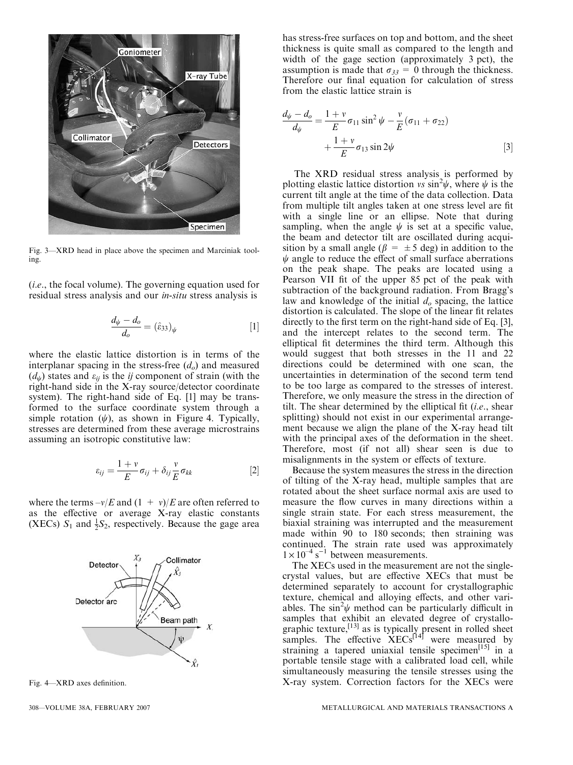Fig. 3—XRD head in place above the specimen and Marciniak tooling.

(*i.e.*, the focal volume). The governing equation used for residual stress analysis and our *in-situ* stress analysis is

$$\frac{d_\psi - d_o}{d_o} = (\hat{\varepsilon}_{33})_\psi \quad [1]$$

where the elastic lattice distortion is in terms of the interplanar spacing in the stress-free ($d_o$) and measured ($d_\psi$) states and $\varepsilon_{ij}$ is the *ij* component of strain (with the right-hand side in the X-ray source/detector coordinate system). The right-hand side of Eq. [1] may be transformed to the surface coordinate system through a simple rotation ($\psi$), as shown in Figure 4. Typically, stresses are determined from these average microstrains assuming an isotropic constitutive law:

$$\varepsilon_{ij} = \frac{1+v}{E}\sigma_{ij} + \delta_{ij}\frac{v}{E}\sigma_{kk} \quad [2]$$

where the terms $-v/E$ and $(1 + v)/E$ are often referred to as the effective or average X-ray elastic constants (XECs) $S_1$ and $\frac{1}{2}S_2$, respectively. Because the gage area

Fig. 4—XRD axes definition.

has stress-free surfaces on top and bottom, and the sheet thickness is quite small as compared to the length and width of the gage section (approximately 3 pct), the assumption is made that $\sigma_{33} = 0$ through the thickness. Therefore our final equation for calculation of stress from the elastic lattice strain is

$$\frac{d_\psi - d_o}{d_\psi} = \frac{1+v}{E}\sigma_{11}\sin^2\psi - \frac{v}{E}(\sigma_{11} + \sigma_{22}) + \frac{1+v}{E}\sigma_{13}\sin 2\psi \quad [3]$$

The XRD residual stress analysis is performed by plotting elastic lattice distortion *vs* $\sin^2\psi$, where $\psi$ is the current tilt angle at the time of the data collection. Data from multiple tilt angles taken at one stress level are fit with a single line or an ellipse. Note that during sampling, when the angle $\psi$ is set at a specific value, the beam and detector tilt are oscillated during acquisition by a small angle ($\beta = \pm 5$ deg) in addition to the $\psi$ angle to reduce the effect of small surface aberrations on the peak shape. The peaks are located using a Pearson VII fit of the upper 85 pct of the peak with subtraction of the background radiation. From Bragg's law and knowledge of the initial $d_o$ spacing, the lattice distortion is calculated. The slope of the linear fit relates directly to the first term on the right-hand side of Eq. [3], and the intercept relates to the second term. The elliptical fit determines the third term. Although this would suggest that both stresses in the 11 and 22 directions could be determined with one scan, the uncertainties in determination of the second term tend to be too large as compared to the stresses of interest. Therefore, we only measure the stress in the direction of tilt. The shear determined by the elliptical fit (*i.e.*, shear splitting) should not exist in our experimental arrangement because we align the plane of the X-ray head tilt with the principal axes of the deformation in the sheet. Therefore, most (if not all) shear seen is due to misalignments in the system or effects of texture.

Because the system measures the stress in the direction of tilting of the X-ray head, multiple samples that are rotated about the sheet surface normal axis are used to measure the flow curves in many directions within a single strain state. For each stress measurement, the biaxial straining was interrupted and the measurement made within 90 to 180 seconds; then straining was continued. The strain rate used was approximately $1 \times 10^{-4}\ \text{s}^{-1}$ between measurements.

The XECs used in the measurement are not the single-crystal values, but are effective XECs that must be determined separately to account for crystallographic texture, chemical and alloying effects, and other variables. The $\sin^2\psi$ method can be particularly difficult in samples that exhibit an elevated degree of crystallographic texture,[13] as is typically present in rolled sheet samples. The effective XECs[14] were measured by straining a tapered uniaxial tensile specimen[15] in a portable tensile stage with a calibrated load cell, while simultaneously measuring the tensile stresses using the X-ray system. Correction factors for the XECs were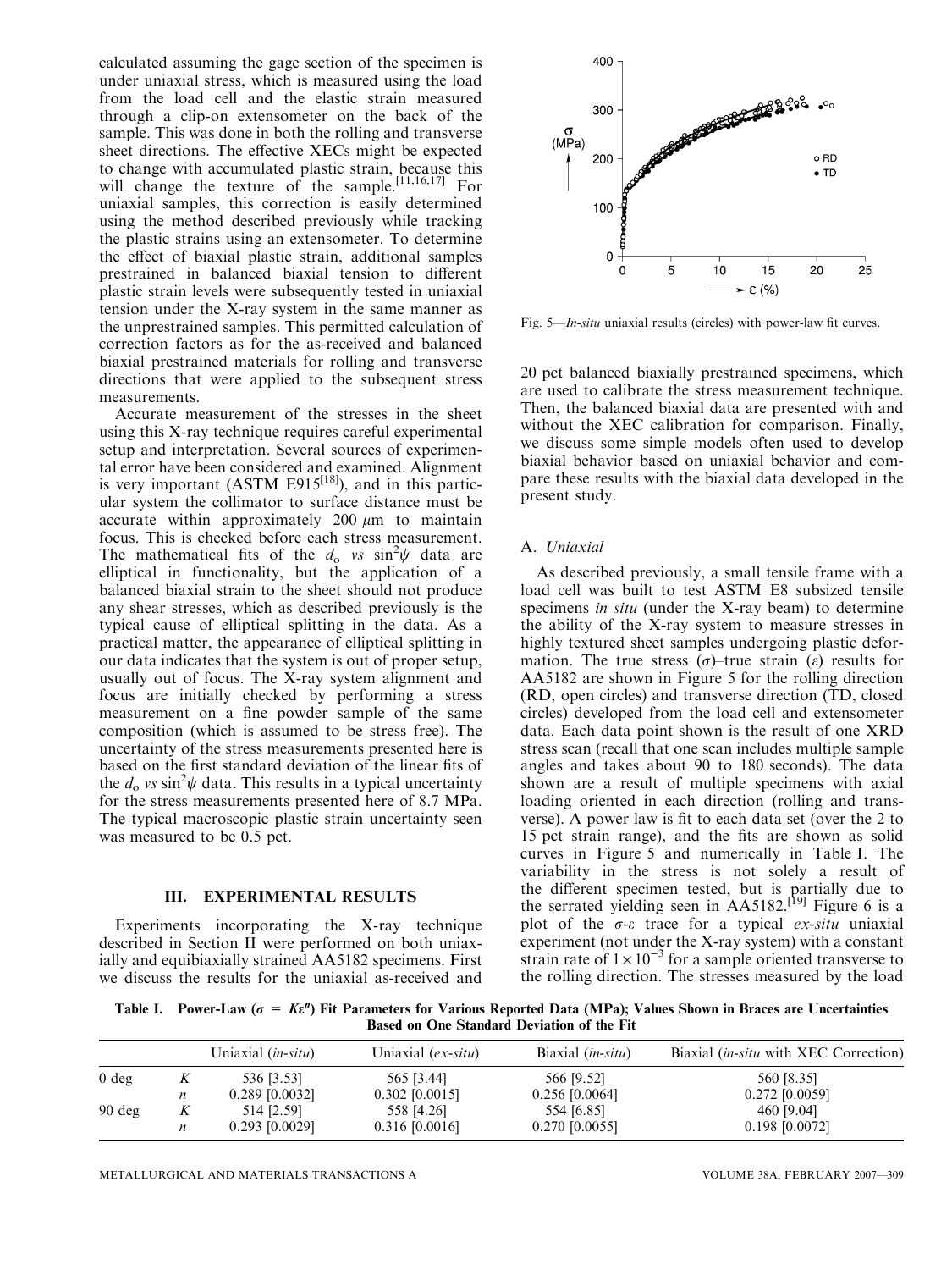calculated assuming the gage section of the specimen is under uniaxial stress, which is measured using the load from the load cell and the elastic strain measured through a clip-on extensometer on the back of the sample. This was done in both the rolling and transverse sheet directions. The effective XECs might be expected to change with accumulated plastic strain, because this will change the texture of the sample.[11,16,17] For uniaxial samples, this correction is easily determined using the method described previously while tracking the plastic strains using an extensometer. To determine the effect of biaxial plastic strain, additional samples prestrained in balanced biaxial tension to different plastic strain levels were subsequently tested in uniaxial tension under the X-ray system in the same manner as the unprestrained samples. This permitted calculation of correction factors as for the as-received and balanced biaxial prestrained materials for rolling and transverse directions that were applied to the subsequent stress measurements.

Accurate measurement of the stresses in the sheet using this X-ray technique requires careful experimental setup and interpretation. Several sources of experimental error have been considered and examined. Alignment is very important (ASTM E915[18]), and in this particular system the collimator to surface distance must be accurate within approximately 200 $\mu$m to maintain focus. This is checked before each stress measurement. The mathematical fits of the $d_o$ *vs* $\sin^2\psi$ data are elliptical in functionality, but the application of a balanced biaxial strain to the sheet should not produce any shear stresses, which as described previously is the typical cause of elliptical splitting in the data. As a practical matter, the appearance of elliptical splitting in our data indicates that the system is out of proper setup, usually out of focus. The X-ray system alignment and focus are initially checked by performing a stress measurement on a fine powder sample of the same composition (which is assumed to be stress free). The uncertainty of the stress measurements presented here is based on the first standard deviation of the linear fits of the $d_o$ *vs* $\sin^2\psi$ data. This results in a typical uncertainty for the stress measurements presented here of 8.7 MPa. The typical macroscopic plastic strain uncertainty seen was measured to be 0.5 pct.

## III. EXPERIMENTAL RESULTS

Experiments incorporating the X-ray technique described in Section II were performed on both uniaxially and equibiaxially strained AA5182 specimens. First we discuss the results for the uniaxial as-received and 20 pct balanced biaxially prestrained specimens, which are used to calibrate the stress measurement technique. Then, the balanced biaxial data are presented with and without the XEC calibration for comparison. Finally, we discuss some simple models often used to develop biaxial behavior based on uniaxial behavior and compare these results with the biaxial data developed in the present study.

Fig. 5—*In-situ* uniaxial results (circles) with power-law fit curves.

### A. *Uniaxial*

As described previously, a small tensile frame with a load cell was built to test ASTM E8 subsized tensile specimens *in situ* (under the X-ray beam) to determine the ability of the X-ray system to measure stresses in highly textured sheet samples undergoing plastic deformation. The true stress ($\sigma$)–true strain ($\varepsilon$) results for AA5182 are shown in Figure 5 for the rolling direction (RD, open circles) and transverse direction (TD, closed circles) developed from the load cell and extensometer data. Each data point shown is the result of one XRD stress scan (recall that one scan includes multiple sample angles and takes about 90 to 180 seconds). The data shown are a result of multiple specimens with axial loading oriented in each direction (rolling and transverse). A power law is fit to each data set (over the 2 to 15 pct strain range), and the fits are shown as solid curves in Figure 5 and numerically in Table I. The variability in the stress is not solely a result of the different specimen tested, but is partially due to the serrated yielding seen in AA5182.[19] Figure 6 is a plot of the $\sigma$-$\varepsilon$ trace for a typical *ex-situ* uniaxial experiment (not under the X-ray system) with a constant strain rate of $1 \times 10^{-3}$ for a sample oriented transverse to the rolling direction. The stresses measured by the load

Table I. Power-Law ($\sigma = K\varepsilon^n$) Fit Parameters for Various Reported Data (MPa); Values Shown in Braces are Uncertainties Based on One Standard Deviation of the Fit

| | | Uniaxial (*in-situ*) | Uniaxial (*ex-situ*) | Biaxial (*in-situ*) | Biaxial (*in-situ* with XEC Correction) |
|---|---|---|---|---|---|
| 0 deg | $K$ | 536 [3.53] | 565 [3.44] | 566 [9.52] | 560 [8.35] |
| | $n$ | 0.289 [0.0032] | 0.302 [0.0015] | 0.256 [0.0064] | 0.272 [0.0059] |
| 90 deg | $K$ | 514 [2.59] | 558 [4.26] | 554 [6.85] | 460 [9.04] |
| | $n$ | 0.293 [0.0029] | 0.316 [0.0016] | 0.270 [0.0055] | 0.198 [0.0072] |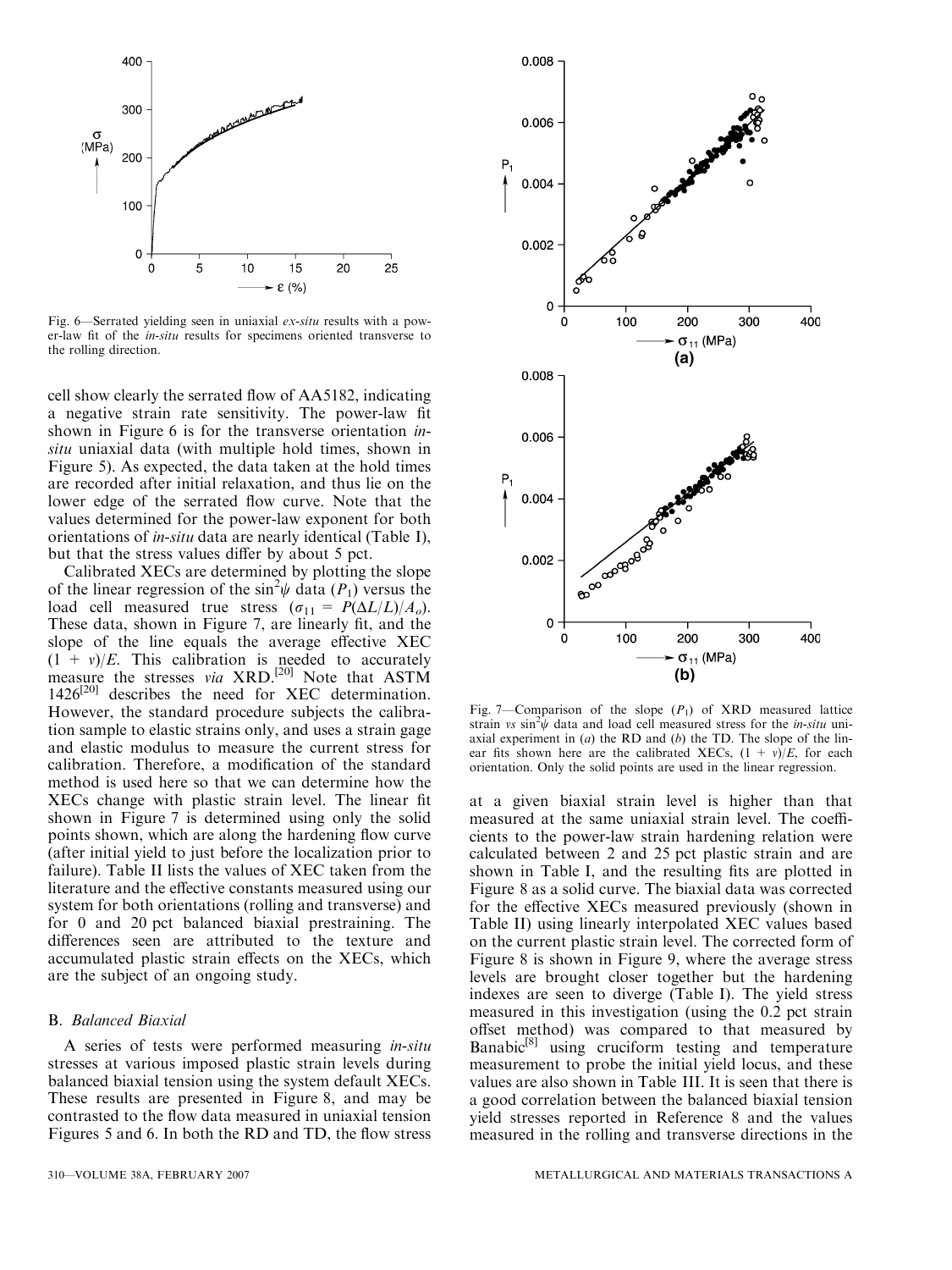Fig. 6—Serrated yielding seen in uniaxial *ex-situ* results with a power-law fit of the *in-situ* results for specimens oriented transverse to the rolling direction.

cell show clearly the serrated flow of AA5182, indicating a negative strain rate sensitivity. The power-law fit shown in Figure 6 is for the transverse orientation *in-situ* uniaxial data (with multiple hold times, shown in Figure 5). As expected, the data taken at the hold times are recorded after initial relaxation, and thus lie on the lower edge of the serrated flow curve. Note that the values determined for the power-law exponent for both orientations of *in-situ* data are nearly identical (Table I), but that the stress values differ by about 5 pct.

Calibrated XECs are determined by plotting the slope of the linear regression of the $\sin^2\psi$ data ($P_1$) versus the load cell measured true stress ($\sigma_{11} = P(\Delta L/L)/A_o$). These data, shown in Figure 7, are linearly fit, and the slope of the line equals the average effective XEC $(1 + \nu)/E$. This calibration is needed to accurately measure the stresses *via* XRD.[20] Note that ASTM 1426[20] describes the need for XEC determination. However, the standard procedure subjects the calibration sample to elastic strains only, and uses a strain gage and elastic modulus to measure the current stress for calibration. Therefore, a modification of the standard method is used here so that we can determine how the XECs change with plastic strain level. The linear fit shown in Figure 7 is determined using only the solid points shown, which are along the hardening flow curve (after initial yield to just before the localization prior to failure). Table II lists the values of XEC taken from the literature and the effective constants measured using our system for both orientations (rolling and transverse) and for 0 and 20 pct balanced biaxial prestraining. The differences seen are attributed to the texture and accumulated plastic strain effects on the XECs, which are the subject of an ongoing study.

### B. *Balanced Biaxial*

A series of tests were performed measuring *in-situ* stresses at various imposed plastic strain levels during balanced biaxial tension using the system default XECs. These results are presented in Figure 8, and may be contrasted to the flow data measured in uniaxial tension Figures 5 and 6. In both the RD and TD, the flow stress at a given biaxial strain level is higher than that measured at the same uniaxial strain level. The coefficients to the power-law strain hardening relation were calculated between 2 and 25 pct plastic strain and are shown in Table I, and the resulting fits are plotted in Figure 8 as a solid curve. The biaxial data was corrected for the effective XECs measured previously (shown in Table II) using linearly interpolated XEC values based on the current plastic strain level. The corrected form of Figure 8 is shown in Figure 9, where the average stress levels are brought closer together but the hardening indexes are seen to diverge (Table I). The yield stress measured in this investigation (using the 0.2 pct strain offset method) was compared to that measured by Banabic[8] using cruciform testing and temperature measurement to probe the initial yield locus, and these values are also shown in Table III. It is seen that there is a good correlation between the balanced biaxial tension yield stresses reported in Reference 8 and the values measured in the rolling and transverse directions in the

Fig. 7—Comparison of the slope ($P_1$) of XRD measured lattice strain *vs* $\sin^2\psi$ data and load cell measured stress for the *in-situ* uniaxial experiment in (*a*) the RD and (*b*) the TD. The slope of the linear fits shown here are the calibrated XECs, $(1 + \nu)/E$, for each orientation. Only the solid points are used in the linear regression.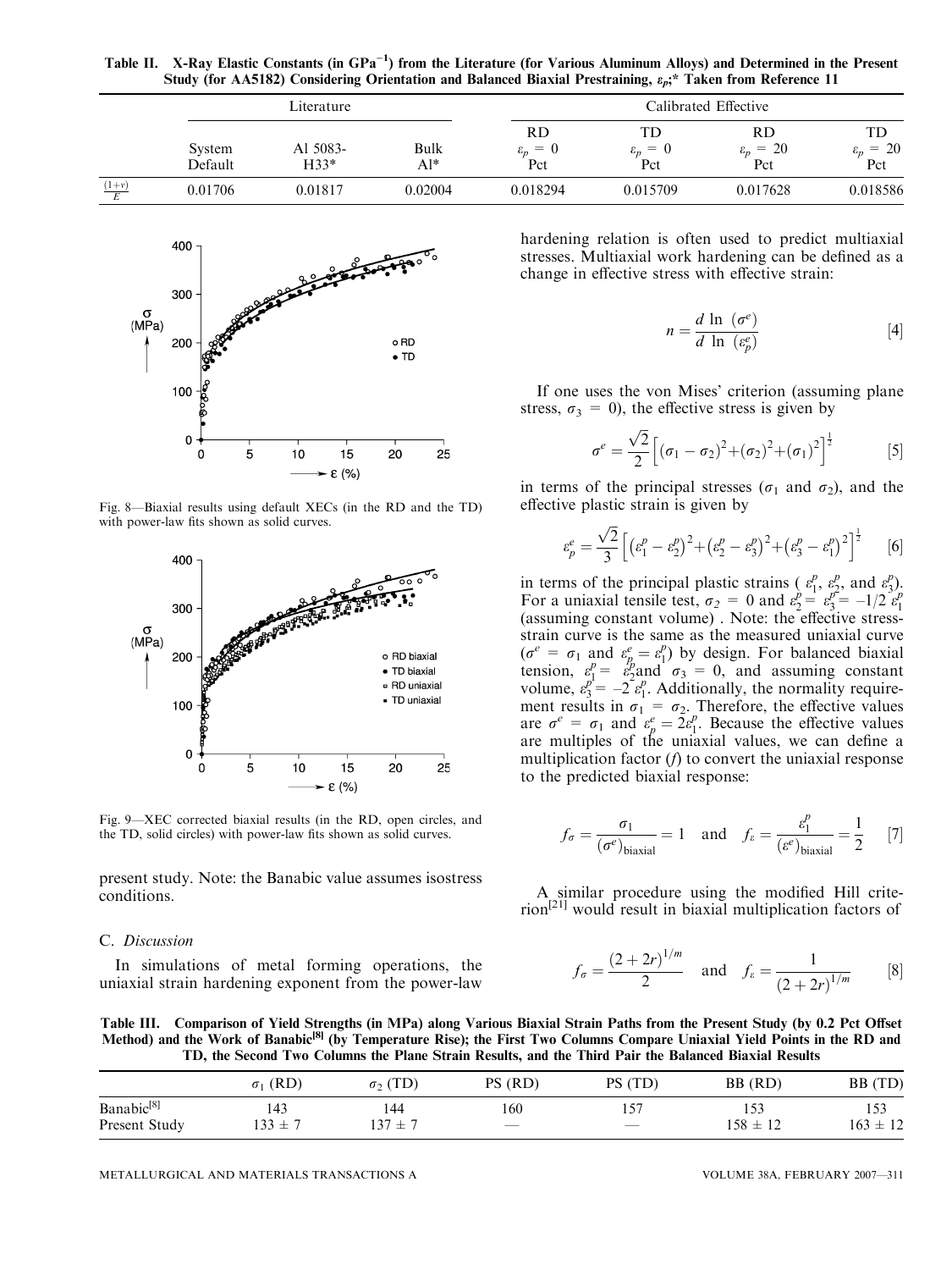Table II. X-Ray Elastic Constants (in GPa$^{-1}$) from the Literature (for Various Aluminum Alloys) and Determined in the Present Study (for AA5182) Considering Orientation and Balanced Biaxial Prestraining, $\varepsilon_p$;* Taken from Reference 11

| | Literature | | | Calibrated Effective | | | |
|---|---|---|---|---|---|---|---|
| | System Default | Al 5083-H33* | Bulk Al* | RD $\varepsilon_p = 0$ Pct | TD $\varepsilon_p = 0$ Pct | RD $\varepsilon_p = 20$ Pct | TD $\varepsilon_p = 20$ Pct |
| $\frac{(1+\nu)}{E}$ | 0.01706 | 0.01817 | 0.02004 | 0.018294 | 0.015709 | 0.017628 | 0.018586 |

Fig. 8—Biaxial results using default XECs (in the RD and the TD) with power-law fits shown as solid curves.

Fig. 9—XEC corrected biaxial results (in the RD, open circles, and the TD, solid circles) with power-law fits shown as solid curves.

present study. Note: the Banabic value assumes isostress conditions.

### C. *Discussion*

In simulations of metal forming operations, the uniaxial strain hardening exponent from the power-law hardening relation is often used to predict multiaxial stresses. Multiaxial work hardening can be defined as a change in effective stress with effective strain:

$$n = \frac{d \ln (\sigma^e)}{d \ln (\varepsilon_p^e)} \quad [4]$$

If one uses the von Mises' criterion (assuming plane stress, $\sigma_3 = 0$), the effective stress is given by

$$\sigma^e = \frac{\sqrt{2}}{2}\left[(\sigma_1 - \sigma_2)^2 + (\sigma_2)^2 + (\sigma_1)^2\right]^{\frac{1}{2}} \quad [5]$$

in terms of the principal stresses ($\sigma_1$ and $\sigma_2$), and the effective plastic strain is given by

$$\varepsilon_p^e = \frac{\sqrt{2}}{3}\left[\left(\varepsilon_1^p - \varepsilon_2^p\right)^2 + \left(\varepsilon_2^p - \varepsilon_3^p\right)^2 + \left(\varepsilon_3^p - \varepsilon_1^p\right)^2\right]^{\frac{1}{2}} \quad [6]$$

in terms of the principal plastic strains ($\varepsilon_1^p$, $\varepsilon_2^p$, and $\varepsilon_3^p$). For a uniaxial tensile test, $\sigma_2 = 0$ and $\varepsilon_2^p = \varepsilon_3^p = -1/2\,\varepsilon_1^p$ (assuming constant volume). Note: the effective stress-strain curve is the same as the measured uniaxial curve ($\sigma^e = \sigma_1$ and $\varepsilon_p^e = \varepsilon_1^p$) by design. For balanced biaxial tension, $\varepsilon_1^p = \varepsilon_2^p$ and $\sigma_3 = 0$, and assuming constant volume, $\varepsilon_3^p = -2\,\varepsilon_1^p$. Additionally, the normality requirement results in $\sigma_1 = \sigma_2$. Therefore, the effective values are $\sigma^e = \sigma_1$ and $\varepsilon_p^e = 2\varepsilon_1^p$. Because the effective values are multiples of the uniaxial values, we can define a multiplication factor ($f$) to convert the uniaxial response to the predicted biaxial response:

$$f_\sigma = \frac{\sigma_1}{(\sigma^e)_{\text{biaxial}}} = 1 \quad \text{and} \quad f_\varepsilon = \frac{\varepsilon_1^p}{(\varepsilon^e)_{\text{biaxial}}} = \frac{1}{2} \quad [7]$$

A similar procedure using the modified Hill criterion[21] would result in biaxial multiplication factors of

$$f_\sigma = \frac{(2+2r)^{1/m}}{2} \quad \text{and} \quad f_\varepsilon = \frac{1}{(2+2r)^{1/m}} \quad [8]$$

Table III. Comparison of Yield Strengths (in MPa) along Various Biaxial Strain Paths from the Present Study (by 0.2 Pct Offset Method) and the Work of Banabic[8] (by Temperature Rise); the First Two Columns Compare Uniaxial Yield Points in the RD and TD, the Second Two Columns the Plane Strain Results, and the Third Pair the Balanced Biaxial Results

| | $\sigma_1$ (RD) | $\sigma_2$ (TD) | PS (RD) | PS (TD) | BB (RD) | BB (TD) |
|---|---|---|---|---|---|---|
| Banabic[8] | 143 | 144 | 160 | 157 | 153 | 153 |
| Present Study | 133 ± 7 | 137 ± 7 | — | — | 158 ± 12 | 163 ± 12 |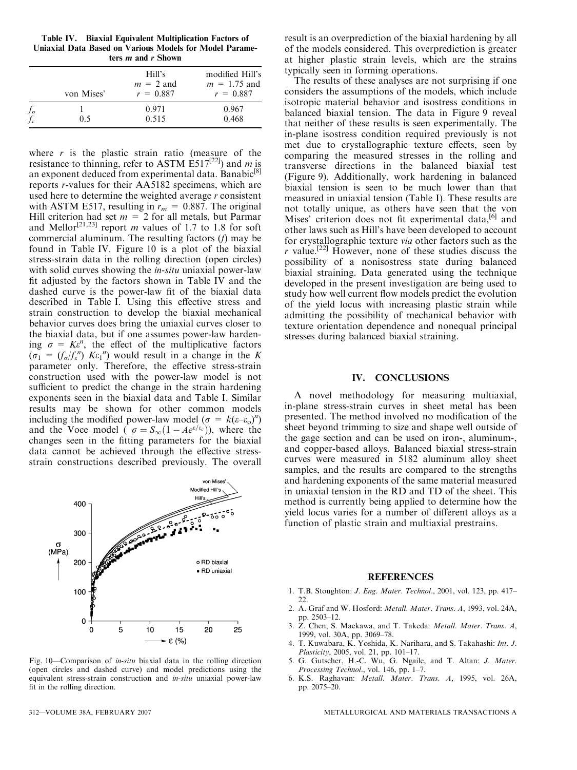Table IV. Biaxial Equivalent Multiplication Factors of Uniaxial Data Based on Various Models for Model Parameters *m* and *r* Shown

| | von Mises' | Hill's $m = 2$ and $r = 0.887$ | modified Hill's $m = 1.75$ and $r = 0.887$ |
|---|---|---|---|
| $f_\sigma$ | 1 | 0.971 | 0.967 |
| $f_\varepsilon$ | 0.5 | 0.515 | 0.468 |

where *r* is the plastic strain ratio (measure of the resistance to thinning, refer to ASTM E517[22]) and *m* is an exponent deduced from experimental data. Banabic[8] reports *r*-values for their AA5182 specimens, which are used here to determine the weighted average *r* consistent with ASTM E517, resulting in $r_m = 0.887$. The original Hill criterion had set $m = 2$ for all metals, but Parmar and Mellor[21,23] report *m* values of 1.7 to 1.8 for soft commercial aluminum. The resulting factors (*f*) may be found in Table IV. Figure 10 is a plot of the biaxial stress-strain data in the rolling direction (open circles) with solid curves showing the *in-situ* uniaxial power-law fit adjusted by the factors shown in Table IV and the dashed curve is the power-law fit of the biaxial data described in Table I. Using this effective stress and strain construction to develop the biaxial mechanical behavior curves does bring the uniaxial curves closer to the biaxial data, but if one assumes power-law hardening $\sigma = K\varepsilon^n$, the effect of the multiplicative factors ($\sigma_1 = (f_\sigma/f_\varepsilon^{\,n})\,K\varepsilon_1^{\,n}$) would result in a change in the *K* parameter only. Therefore, the effective stress-strain construction used with the power-law model is not sufficient to predict the change in the strain hardening exponents seen in the biaxial data and Table I. Similar results may be shown for other common models including the modified power-law model ($\sigma = k(\varepsilon - \varepsilon_o)^n$) and the Voce model ( $\sigma = S_\infty(1 - Ae^{\varepsilon/\varepsilon_c})$), where the changes seen in the fitting parameters for the biaxial data cannot be achieved through the effective stress-strain constructions described previously. The overall result is an overprediction of the biaxial hardening by all of the models considered. This overprediction is greater at higher plastic strain levels, which are the strains typically seen in forming operations.

Fig. 10—Comparison of *in-situ* biaxial data in the rolling direction (open circles and dashed curve) and model predictions using the equivalent stress-strain construction and *in-situ* uniaxial power-law fit in the rolling direction.

The results of these analyses are not surprising if one considers the assumptions of the models, which include isotropic material behavior and isostress conditions in balanced biaxial tension. The data in Figure 9 reveal that neither of these results is seen experimentally. The in-plane isostress condition required previously is not met due to crystallographic texture effects, seen by comparing the measured stresses in the rolling and transverse directions in the balanced biaxial test (Figure 9). Additionally, work hardening in balanced biaxial tension is seen to be much lower than that measured in uniaxial tension (Table I). These results are not totally unique, as others have seen that the von Mises' criterion does not fit experimental data,[6] and other laws such as Hill's have been developed to account for crystallographic texture *via* other factors such as the *r* value.[22] However, none of these studies discuss the possibility of a nonisostress state during balanced biaxial straining. Data generated using the technique developed in the present investigation are being used to study how well current flow models predict the evolution of the yield locus with increasing plastic strain while admitting the possibility of mechanical behavior with texture orientation dependence and nonequal principal stresses during balanced biaxial straining.

## IV. CONCLUSIONS

A novel methodology for measuring multiaxial, in-plane stress-strain curves in sheet metal has been presented. The method involved no modification of the sheet beyond trimming to size and shape well outside of the gage section and can be used on iron-, aluminum-, and copper-based alloys. Balanced biaxial stress-strain curves were measured in 5182 aluminum alloy sheet samples, and the results are compared to the strengths and hardening exponents of the same material measured in uniaxial tension in the RD and TD of the sheet. This method is currently being applied to determine how the yield locus varies for a number of different alloys as a function of plastic strain and multiaxial prestrains.

## REFERENCES

1. T.B. Stoughton: *J. Eng. Mater. Technol.*, 2001, vol. 123, pp. 417–22.
2. A. Graf and W. Hosford: *Metall. Mater. Trans. A*, 1993, vol. 24A, pp. 2503–12.
3. Z. Chen, S. Maekawa, and T. Takeda: *Metall. Mater. Trans. A*, 1999, vol. 30A, pp. 3069–78.
4. T. Kuwabara, K. Yoshida, K. Narihara, and S. Takahashi: *Int. J. Plasticity*, 2005, vol. 21, pp. 101–17.
5. G. Gutscher, H.-C. Wu, G. Ngaile, and T. Altan: *J. Mater. Processing Technol.*, vol. 146, pp. 1–7.
6. K.S. Raghavan: *Metall. Mater. Trans. A*, 1995, vol. 26A, pp. 2075–20.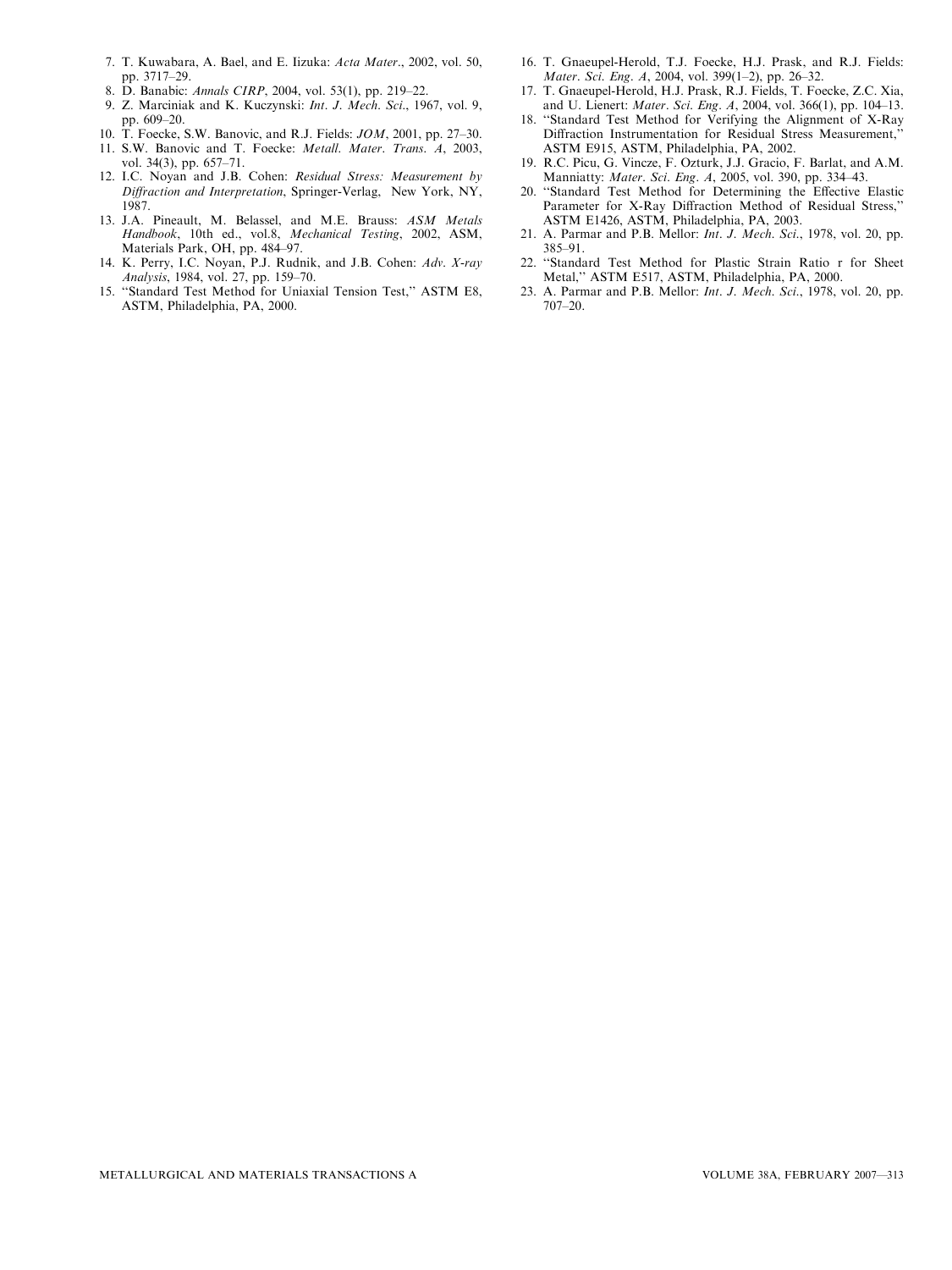7. T. Kuwabara, A. Bael, and E. Iizuka: *Acta Mater.*, 2002, vol. 50, pp. 3717–29.
8. D. Banabic: *Annals CIRP*, 2004, vol. 53(1), pp. 219–22.
9. Z. Marciniak and K. Kuczynski: *Int. J. Mech. Sci.*, 1967, vol. 9, pp. 609–20.
10. T. Foecke, S.W. Banovic, and R.J. Fields: *JOM*, 2001, pp. 27–30.
11. S.W. Banovic and T. Foecke: *Metall. Mater. Trans. A*, 2003, vol. 34(3), pp. 657–71.
12. I.C. Noyan and J.B. Cohen: *Residual Stress: Measurement by Diffraction and Interpretation*, Springer-Verlag, New York, NY, 1987.
13. J.A. Pineault, M. Belassel, and M.E. Brauss: *ASM Metals Handbook*, 10th ed., vol.8, *Mechanical Testing*, 2002, ASM, Materials Park, OH, pp. 484–97.
14. K. Perry, I.C. Noyan, P.J. Rudnik, and J.B. Cohen: *Adv. X-ray Analysis*, 1984, vol. 27, pp. 159–70.
15. "Standard Test Method for Uniaxial Tension Test," ASTM E8, ASTM, Philadelphia, PA, 2000.
16. T. Gnaeupel-Herold, T.J. Foecke, H.J. Prask, and R.J. Fields: *Mater. Sci. Eng. A*, 2004, vol. 399(1–2), pp. 26–32.
17. T. Gnaeupel-Herold, H.J. Prask, R.J. Fields, T. Foecke, Z.C. Xia, and U. Lienert: *Mater. Sci. Eng. A*, 2004, vol. 366(1), pp. 104–13.
18. "Standard Test Method for Verifying the Alignment of X-Ray Diffraction Instrumentation for Residual Stress Measurement," ASTM E915, ASTM, Philadelphia, PA, 2002.
19. R.C. Picu, G. Vincze, F. Ozturk, J.J. Gracio, F. Barlat, and A.M. Manniatty: *Mater. Sci. Eng. A*, 2005, vol. 390, pp. 334–43.
20. "Standard Test Method for Determining the Effective Elastic Parameter for X-Ray Diffraction Method of Residual Stress," ASTM E1426, ASTM, Philadelphia, PA, 2003.
21. A. Parmar and P.B. Mellor: *Int. J. Mech. Sci.*, 1978, vol. 20, pp. 385–91.
22. "Standard Test Method for Plastic Strain Ratio r for Sheet Metal," ASTM E517, ASTM, Philadelphia, PA, 2000.
23. A. Parmar and P.B. Mellor: *Int. J. Mech. Sci.*, 1978, vol. 20, pp. 707–20.